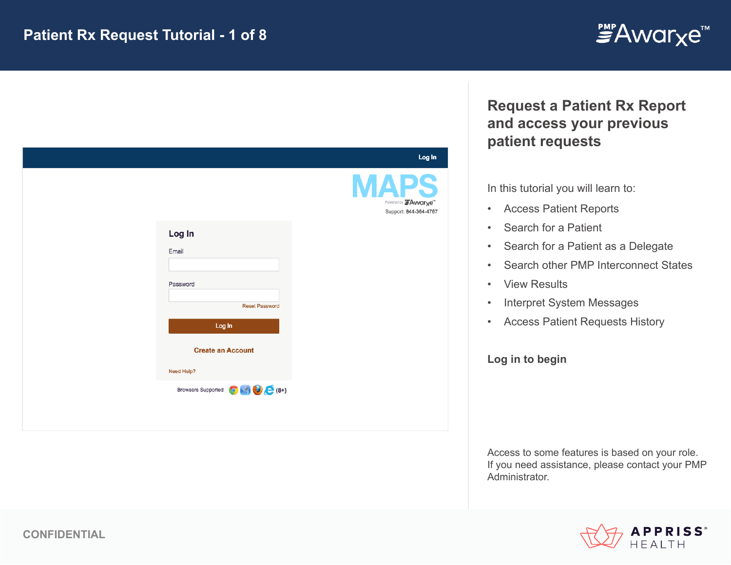# Patient Rx Request Tutorial - 1 of 8

Log In

MAPS

Powered by Awarxe

Support: 844-364-4767

## Log In

Email

Password

Reset Password

Log In

Create an Account

Need Help?

Browsers Supported (8+)

## Request a Patient Rx Report and access your previous patient requests

In this tutorial you will learn to:

- Access Patient Reports
- Search for a Patient
- Search for a Patient as a Delegate
- Search other PMP Interconnect States
- View Results
- Interpret System Messages
- Access Patient Requests History

**Log in to begin**

Access to some features is based on your role. If you need assistance, please contact your PMP Administrator.

CONFIDENTIAL

APPRISS HEALTH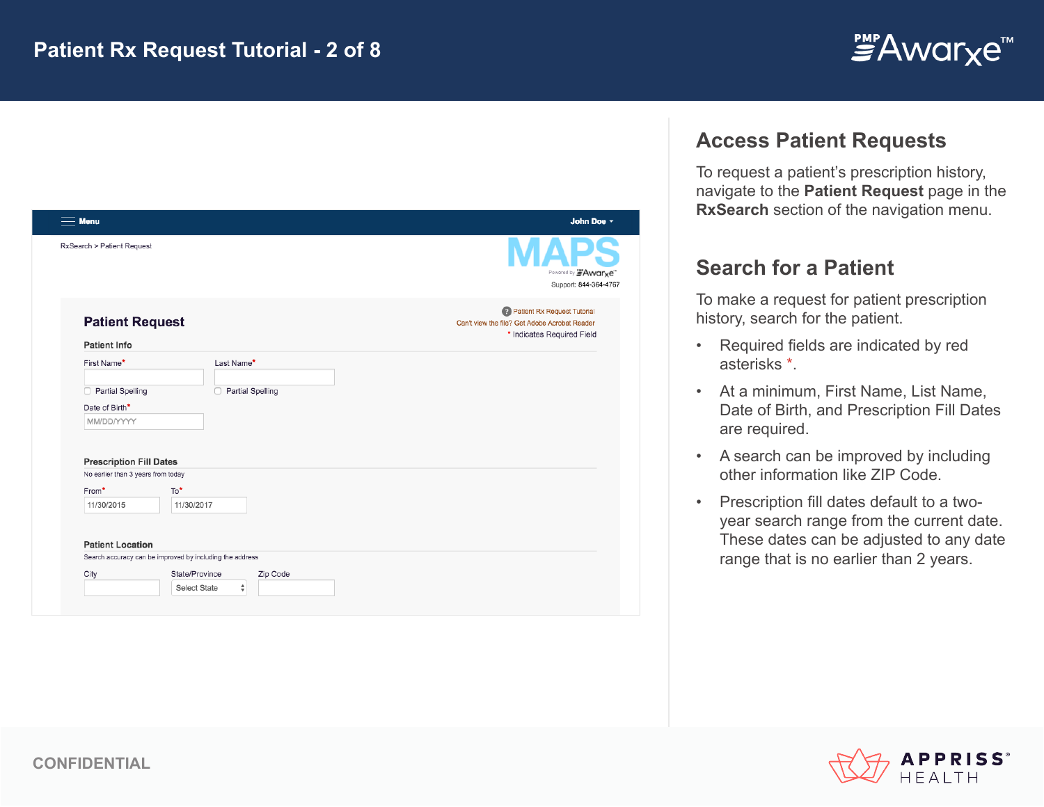# Patient Rx Request Tutorial - 2 of 8

Menu John Doe

RxSearch > Patient Request

MAPS

Powered by Awarxe

Support: 844-364-4767

## Patient Request

Patient Rx Request Tutorial

Can't view the file? Get Adobe Acrobat Reader

* Indicates Required Field

**Patient Info**

First Name*

Partial Spelling

Last Name*

Partial Spelling

Date of Birth*

MM/DD/YYYY

**Prescription Fill Dates**

No earlier than 3 years from today

From* 11/30/2015

To* 11/30/2017

**Patient Location**

Search accuracy can be improved by including the address

City

State/Province Select State

Zip Code

## Access Patient Requests

To request a patient's prescription history, navigate to the **Patient Request** page in the **RxSearch** section of the navigation menu.

## Search for a Patient

To make a request for patient prescription history, search for the patient.

- Required fields are indicated by red asterisks *.
- At a minimum, First Name, List Name, Date of Birth, and Prescription Fill Dates are required.
- A search can be improved by including other information like ZIP Code.
- Prescription fill dates default to a two-year search range from the current date. These dates can be adjusted to any date range that is no earlier than 2 years.

CONFIDENTIAL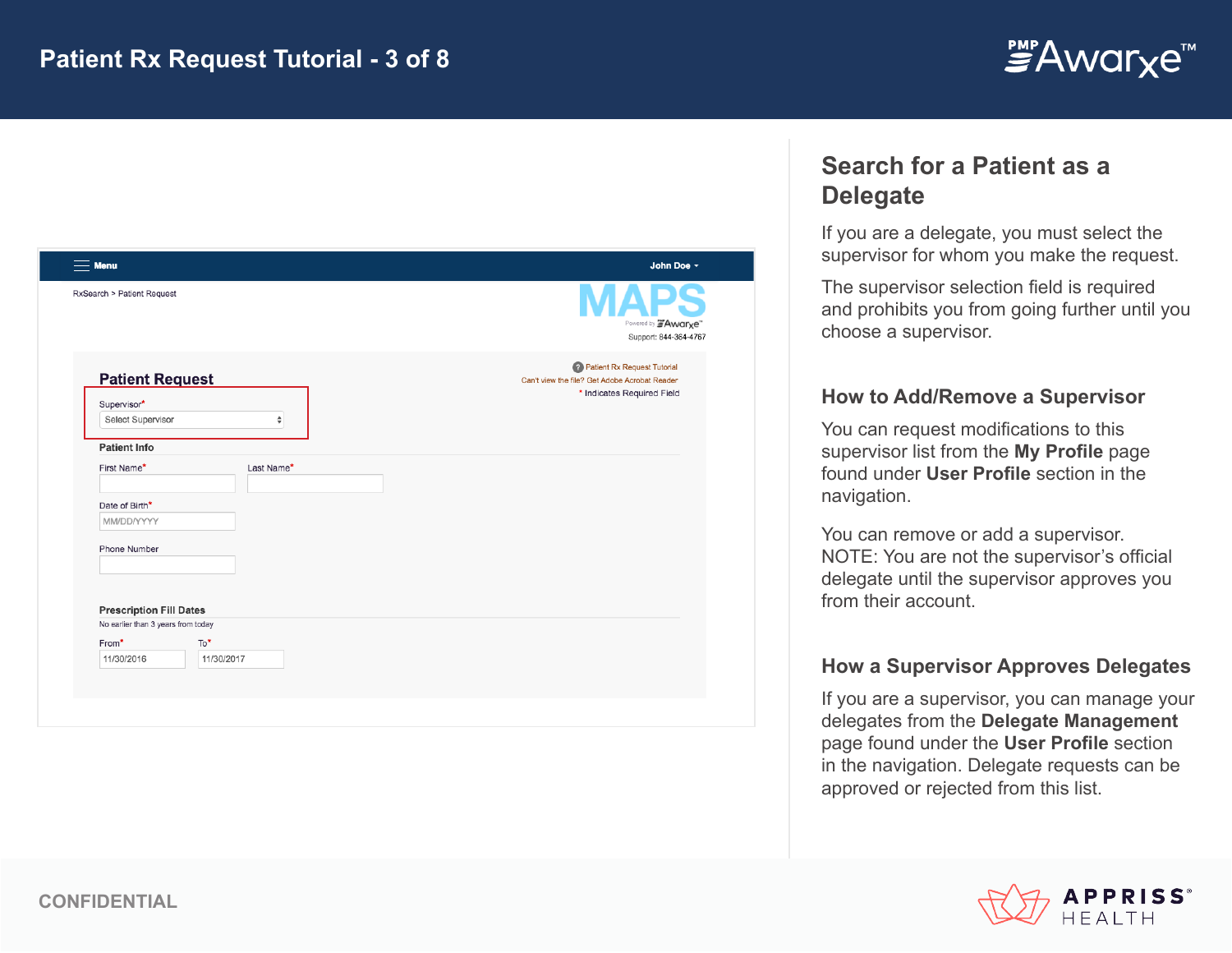## Search for a Patient as a Delegate

If you are a delegate, you must select the supervisor for whom you make the request.

The supervisor selection field is required and prohibits you from going further until you choose a supervisor.

### How to Add/Remove a Supervisor

You can request modifications to this supervisor list from the **My Profile** page found under **User Profile** section in the navigation.

You can remove or add a supervisor. NOTE: You are not the supervisor's official delegate until the supervisor approves you from their account.

### How a Supervisor Approves Delegates

If you are a supervisor, you can manage your delegates from the **Delegate Management** page found under the **User Profile** section in the navigation. Delegate requests can be approved or rejected from this list.

CONFIDENTIAL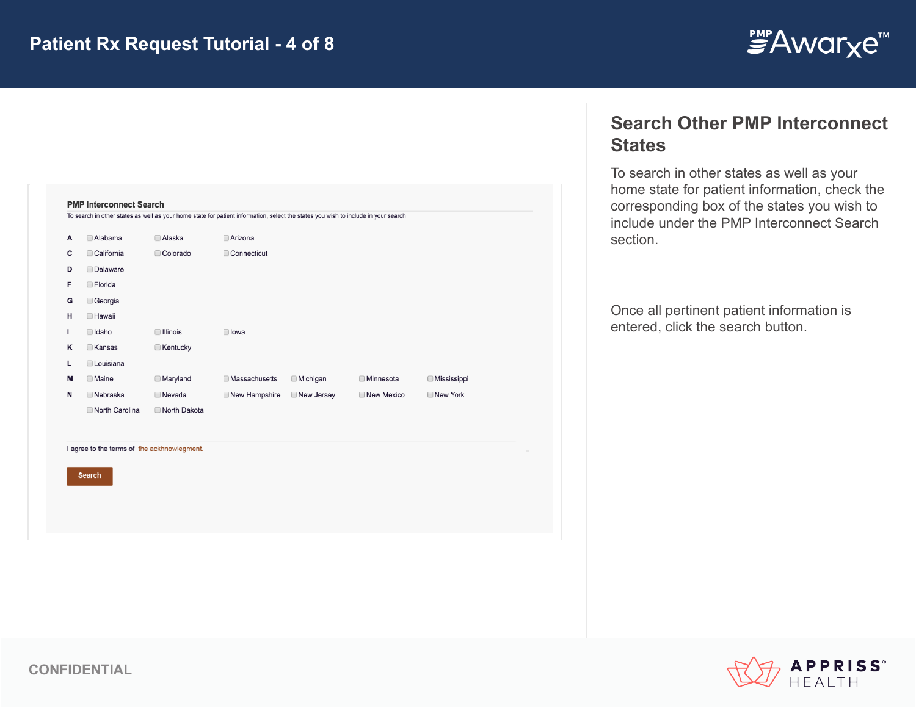# Patient Rx Request Tutorial

## Search Other PMP Interconnect States

To search in other states as well as your home state for patient information, check the corresponding box of the states you wish to include under the PMP Interconnect Search section.

Once all pertinent patient information is entered, click the search button.

### PMP Interconnect Search

To search in other states as well as your home state for patient information, select the states you wish to include in your search

| | | | | | | |
|---|---|---|---|---|---|---|
| A | ☐ Alabama | ☐ Alaska | ☐ Arizona | | | |
| C | ☐ California | ☐ Colorado | ☐ Connecticut | | | |
| D | ☐ Delaware | | | | | |
| F | ☐ Florida | | | | | |
| G | ☐ Georgia | | | | | |
| H | ☐ Hawaii | | | | | |
| I | ☐ Idaho | ☐ Illinois | ☐ Iowa | | | |
| K | ☐ Kansas | ☐ Kentucky | | | | |
| L | ☐ Louisiana | | | | | |
| M | ☐ Maine | ☐ Maryland | ☐ Massachusetts | ☐ Michigan | ☐ Minnesota | ☐ Mississippi |
| N | ☐ Nebraska | ☐ Nevada | ☐ New Hampshire | ☐ New Jersey | ☐ New Mexico | ☐ New York |
| | ☐ North Carolina | ☐ North Dakota | | | | |

I agree to the terms of the ackhnowlegment.

Search

CONFIDENTIAL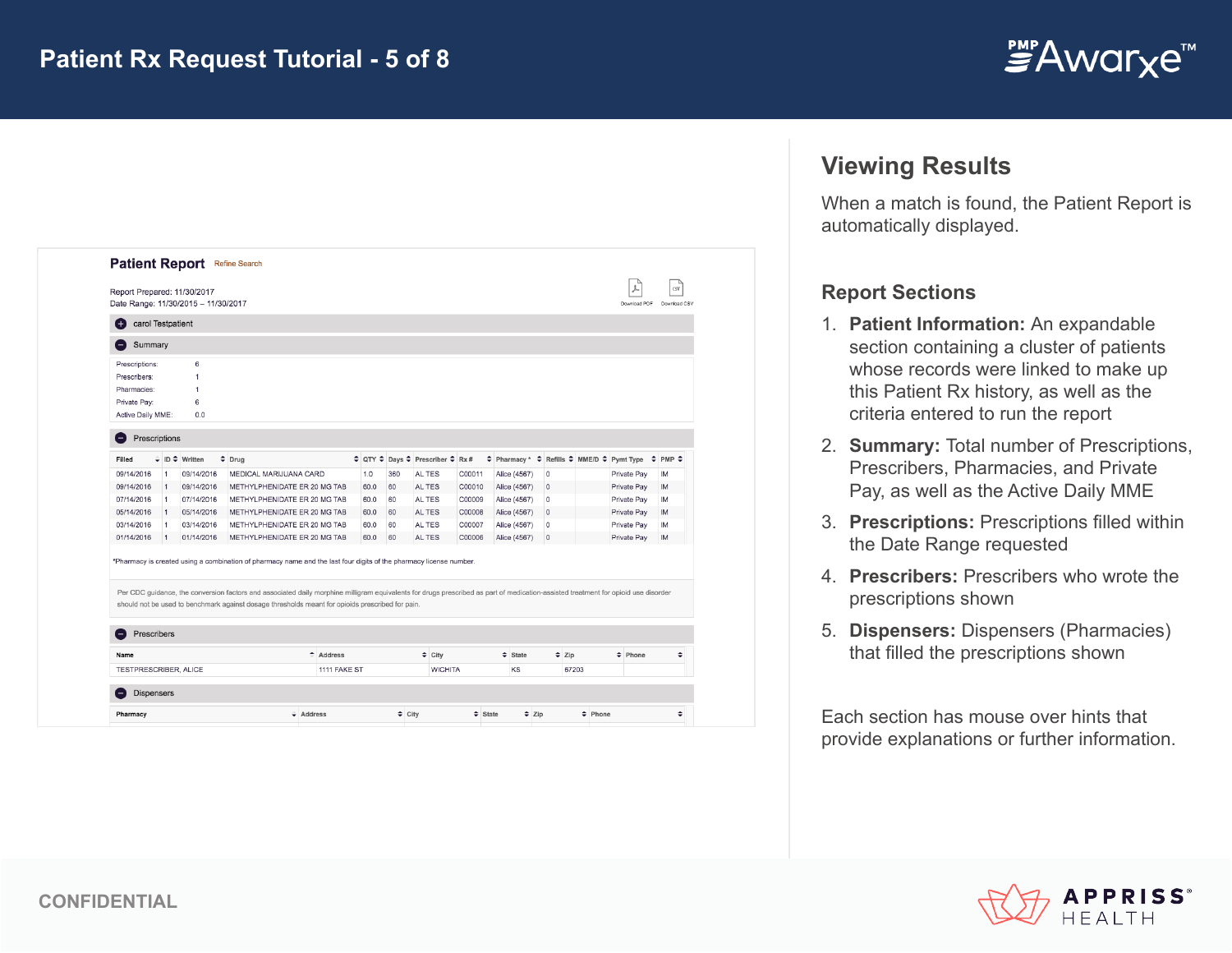# Patient Rx Request Tutorial - 5 of 8

## Patient Report

Refine Search

Report Prepared: 11/30/2017
Date Range: 11/30/2015 – 11/30/2017

Download PDF | Download CSV

**carol Testpatient**

**Summary**

| | |
|---|---|
| Prescriptions: | 6 |
| Prescribers: | 1 |
| Pharmacies: | 1 |
| Private Pay: | 6 |
| Active Daily MME: | 0.0 |

**Prescriptions**

| Filled | ID | Written | Drug | QTY | Days | Prescriber | Rx # | Pharmacy * | Refills | MME/D | Pymt Type | PMP |
|---|---|---|---|---|---|---|---|---|---|---|---|---|
| 09/14/2016 | 1 | 09/14/2016 | MEDICAL MARIJUANA CARD | 1.0 | 360 | AL TES | C00011 | Alice (4567) | 0 | | Private Pay | IM |
| 09/14/2016 | 1 | 09/14/2016 | METHYLPHENIDATE ER 20 MG TAB | 60.0 | 60 | AL TES | C00010 | Alice (4567) | 0 | | Private Pay | IM |
| 07/14/2016 | 1 | 07/14/2016 | METHYLPHENIDATE ER 20 MG TAB | 60.0 | 60 | AL TES | C00009 | Alice (4567) | 0 | | Private Pay | IM |
| 05/14/2016 | 1 | 05/14/2016 | METHYLPHENIDATE ER 20 MG TAB | 60.0 | 60 | AL TES | C00008 | Alice (4567) | 0 | | Private Pay | IM |
| 03/14/2016 | 1 | 03/14/2016 | METHYLPHENIDATE ER 20 MG TAB | 60.0 | 60 | AL TES | C00007 | Alice (4567) | 0 | | Private Pay | IM |
| 01/14/2016 | 1 | 01/14/2016 | METHYLPHENIDATE ER 20 MG TAB | 60.0 | 60 | AL TES | C00006 | Alice (4567) | 0 | | Private Pay | IM |

*Pharmacy is created using a combination of pharmacy name and the last four digits of the pharmacy license number.

Per CDC guidance, the conversion factors and associated daily morphine milligram equivalents for drugs prescribed as part of medication-assisted treatment for opioid use disorder should not be used to benchmark against dosage thresholds meant for opioids prescribed for pain.

**Prescribers**

| Name | Address | City | State | Zip | Phone |
|---|---|---|---|---|---|
| TESTPRESCRIBER, ALICE | 1111 FAKE ST | WICHITA | KS | 67203 | |

**Dispensers**

| Pharmacy | Address | City | State | Zip | Phone |
|---|---|---|---|---|---|

## Viewing Results

When a match is found, the Patient Report is automatically displayed.

### Report Sections

1. **Patient Information:** An expandable section containing a cluster of patients whose records were linked to make up this Patient Rx history, as well as the criteria entered to run the report
2. **Summary:** Total number of Prescriptions, Prescribers, Pharmacies, and Private Pay, as well as the Active Daily MME
3. **Prescriptions:** Prescriptions filled within the Date Range requested
4. **Prescribers:** Prescribers who wrote the prescriptions shown
5. **Dispensers:** Dispensers (Pharmacies) that filled the prescriptions shown

Each section has mouse over hints that provide explanations or further information.

CONFIDENTIAL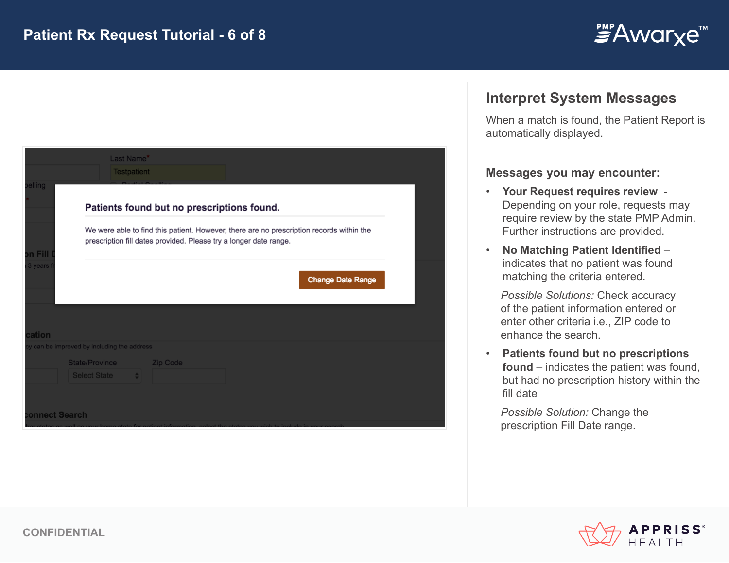# Patient Rx Request Tutorial - 6 of 8

**Patients found but no prescriptions found.**

We were able to find this patient. However, there are no prescription records within the prescription fill dates provided. Please try a longer date range.

Change Date Range

## Interpret System Messages

When a match is found, the Patient Report is automatically displayed.

### Messages you may encounter:

- **Your Request requires review** - Depending on your role, requests may require review by the state PMP Admin. Further instructions are provided.
- **No Matching Patient Identified** – indicates that no patient was found matching the criteria entered.

  *Possible Solutions:* Check accuracy of the patient information entered or enter other criteria i.e., ZIP code to enhance the search.
- **Patients found but no prescriptions found** – indicates the patient was found, but had no prescription history within the fill date

  *Possible Solution:* Change the prescription Fill Date range.

CONFIDENTIAL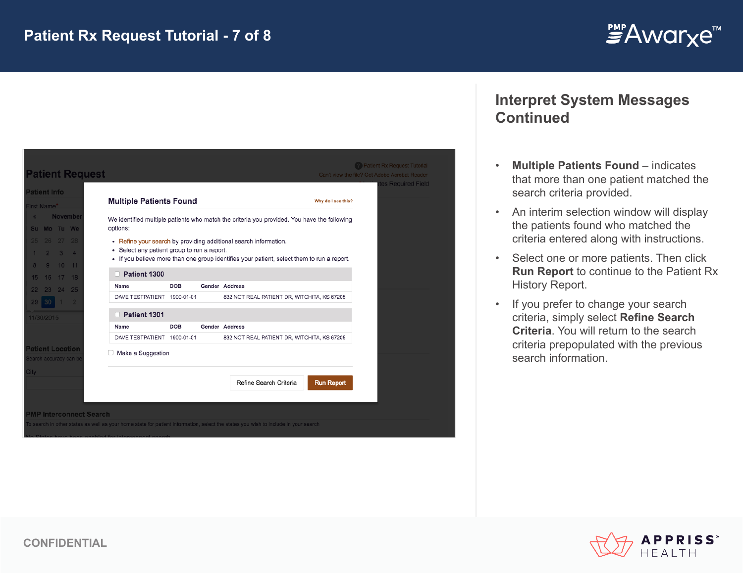# Patient Rx Request Tutorial - 7 of 8

## Interpret System Messages Continued

- **Multiple Patients Found** – indicates that more than one patient matched the search criteria provided.
- An interim selection window will display the patients found who matched the criteria entered along with instructions.
- Select one or more patients. Then click **Run Report** to continue to the Patient Rx History Report.
- If you prefer to change your search criteria, simply select **Refine Search Criteria**. You will return to the search criteria prepopulated with the previous search information.

CONFIDENTIAL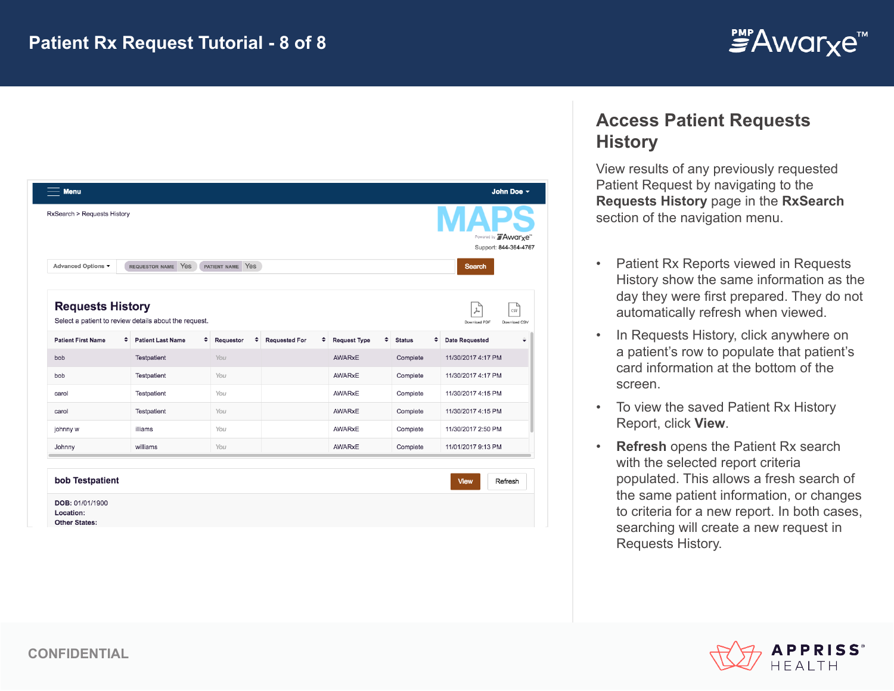# Patient Rx Request Tutorial - 8 of 8

RxSearch > Requests History

**Requests History**

Select a patient to review details about the request.

| Patient First Name | Patient Last Name | Requestor | Requested For | Request Type | Status | Date Requested |
|---|---|---|---|---|---|---|
| bob | Testpatient | You | | AWARxE | Complete | 11/30/2017 4:17 PM |
| bob | Testpatient | You | | AWARxE | Complete | 11/30/2017 4:17 PM |
| carol | Testpatient | You | | AWARxE | Complete | 11/30/2017 4:15 PM |
| carol | Testpatient | You | | AWARxE | Complete | 11/30/2017 4:15 PM |
| johnny w | illiams | You | | AWARxE | Complete | 11/30/2017 2:50 PM |
| Johnny | williams | You | | AWARxE | Complete | 11/01/2017 9:13 PM |

**bob Testpatient**

**DOB:** 01/01/1900
**Location:**
**Other States:**

## Access Patient Requests History

View results of any previously requested Patient Request by navigating to the **Requests History** page in the **RxSearch** section of the navigation menu.

- Patient Rx Reports viewed in Requests History show the same information as the day they were first prepared. They do not automatically refresh when viewed.
- In Requests History, click anywhere on a patient's row to populate that patient's card information at the bottom of the screen.
- To view the saved Patient Rx History Report, click **View**.
- **Refresh** opens the Patient Rx search with the selected report criteria populated. This allows a fresh search of the same patient information, or changes to criteria for a new report. In both cases, searching will create a new request in Requests History.

CONFIDENTIAL